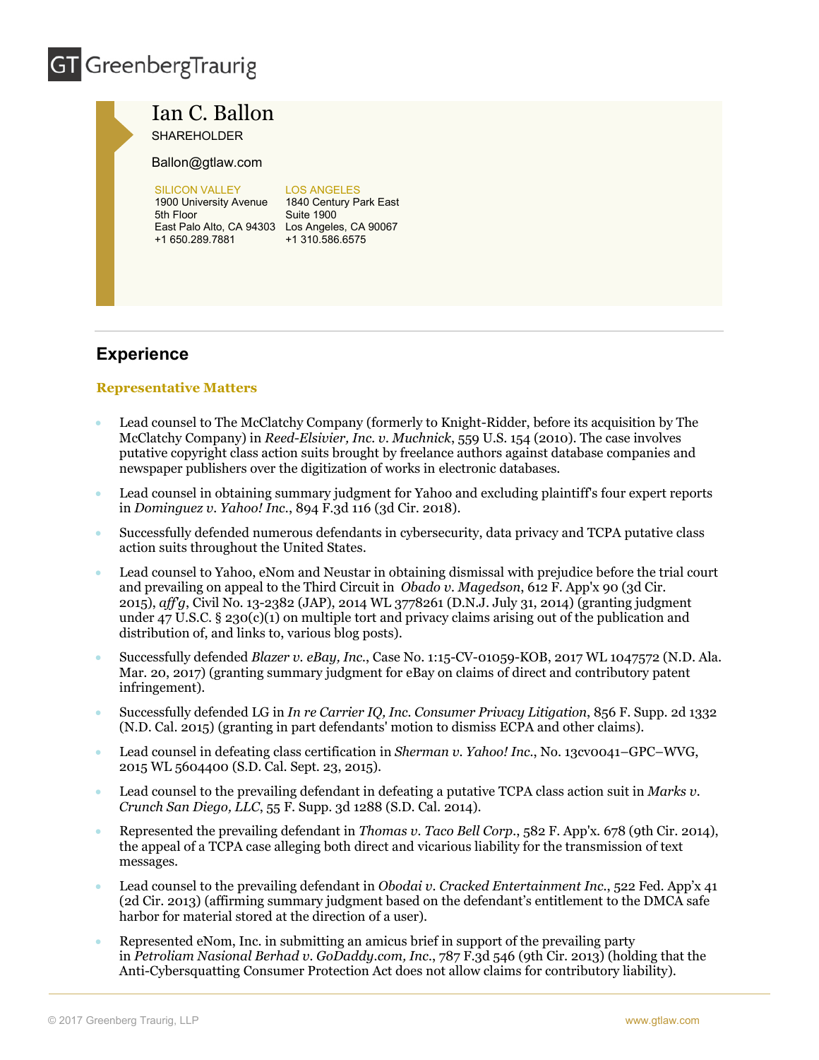# Ian C. Ballon

SHAREHOLDER

Ballon@gtlaw.com

SILICON VALLEY
1900 University Avenue
5th Floor
East Palo Alto, CA 94303
+1 650.289.7881

LOS ANGELES
1840 Century Park East
Suite 1900
Los Angeles, CA 90067
+1 310.586.6575

## Experience

### Representative Matters

- Lead counsel to The McClatchy Company (formerly to Knight-Ridder, before its acquisition by The McClatchy Company) in *Reed-Elsivier, Inc. v. Muchnick*, 559 U.S. 154 (2010). The case involves putative copyright class action suits brought by freelance authors against database companies and newspaper publishers over the digitization of works in electronic databases.
- Lead counsel in obtaining summary judgment for Yahoo and excluding plaintiff's four expert reports in *Dominguez v. Yahoo! Inc.*, 894 F.3d 116 (3d Cir. 2018).
- Successfully defended numerous defendants in cybersecurity, data privacy and TCPA putative class action suits throughout the United States.
- Lead counsel to Yahoo, eNom and Neustar in obtaining dismissal with prejudice before the trial court and prevailing on appeal to the Third Circuit in *Obado v. Magedson*, 612 F. App'x 90 (3d Cir. 2015), *aff'g*, Civil No. 13-2382 (JAP), 2014 WL 3778261 (D.N.J. July 31, 2014) (granting judgment under 47 U.S.C. § 230(c)(1) on multiple tort and privacy claims arising out of the publication and distribution of, and links to, various blog posts).
- Successfully defended *Blazer v. eBay, Inc.*, Case No. 1:15-CV-01059-KOB, 2017 WL 1047572 (N.D. Ala. Mar. 20, 2017) (granting summary judgment for eBay on claims of direct and contributory patent infringement).
- Successfully defended LG in *In re Carrier IQ, Inc. Consumer Privacy Litigation*, 856 F. Supp. 2d 1332 (N.D. Cal. 2015) (granting in part defendants' motion to dismiss ECPA and other claims).
- Lead counsel in defeating class certification in *Sherman v. Yahoo! Inc.*, No. 13cv0041–GPC–WVG, 2015 WL 5604400 (S.D. Cal. Sept. 23, 2015).
- Lead counsel to the prevailing defendant in defeating a putative TCPA class action suit in *Marks v. Crunch San Diego, LLC*, 55 F. Supp. 3d 1288 (S.D. Cal. 2014).
- Represented the prevailing defendant in *Thomas v. Taco Bell Corp.*, 582 F. App'x. 678 (9th Cir. 2014), the appeal of a TCPA case alleging both direct and vicarious liability for the transmission of text messages.
- Lead counsel to the prevailing defendant in *Obodai v. Cracked Entertainment Inc.*, 522 Fed. App'x 41 (2d Cir. 2013) (affirming summary judgment based on the defendant's entitlement to the DMCA safe harbor for material stored at the direction of a user).
- Represented eNom, Inc. in submitting an amicus brief in support of the prevailing party in *Petroliam Nasional Berhad v. GoDaddy.com, Inc.*, 787 F.3d 546 (9th Cir. 2013) (holding that the Anti-Cybersquatting Consumer Protection Act does not allow claims for contributory liability).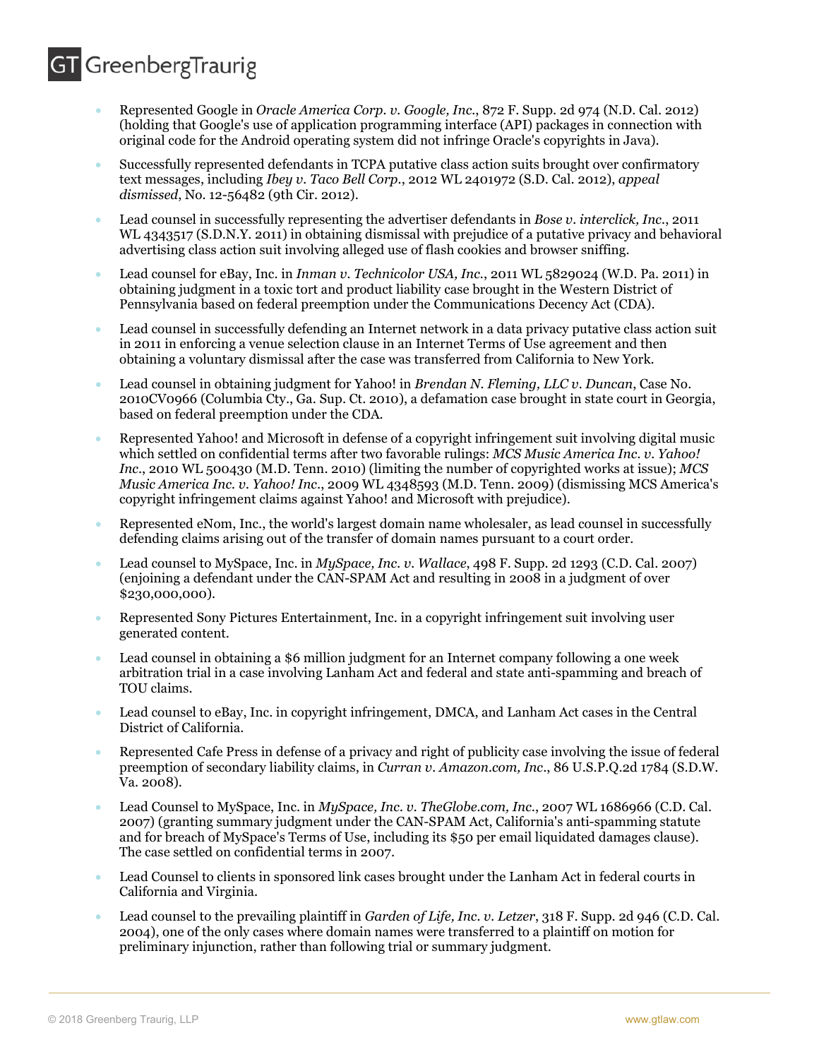- Represented Google in *Oracle America Corp. v. Google, Inc.*, 872 F. Supp. 2d 974 (N.D. Cal. 2012) (holding that Google's use of application programming interface (API) packages in connection with original code for the Android operating system did not infringe Oracle's copyrights in Java).
- Successfully represented defendants in TCPA putative class action suits brought over confirmatory text messages, including *Ibey v. Taco Bell Corp.*, 2012 WL 2401972 (S.D. Cal. 2012), *appeal dismissed*, No. 12-56482 (9th Cir. 2012).
- Lead counsel in successfully representing the advertiser defendants in *Bose v. interclick, Inc.*, 2011 WL 4343517 (S.D.N.Y. 2011) in obtaining dismissal with prejudice of a putative privacy and behavioral advertising class action suit involving alleged use of flash cookies and browser sniffing.
- Lead counsel for eBay, Inc. in *Inman v. Technicolor USA, Inc.*, 2011 WL 5829024 (W.D. Pa. 2011) in obtaining judgment in a toxic tort and product liability case brought in the Western District of Pennsylvania based on federal preemption under the Communications Decency Act (CDA).
- Lead counsel in successfully defending an Internet network in a data privacy putative class action suit in 2011 in enforcing a venue selection clause in an Internet Terms of Use agreement and then obtaining a voluntary dismissal after the case was transferred from California to New York.
- Lead counsel in obtaining judgment for Yahoo! in *Brendan N. Fleming, LLC v. Duncan*, Case No. 2010CV0966 (Columbia Cty., Ga. Sup. Ct. 2010), a defamation case brought in state court in Georgia, based on federal preemption under the CDA.
- Represented Yahoo! and Microsoft in defense of a copyright infringement suit involving digital music which settled on confidential terms after two favorable rulings: *MCS Music America Inc. v. Yahoo! Inc.*, 2010 WL 500430 (M.D. Tenn. 2010) (limiting the number of copyrighted works at issue); *MCS Music America Inc. v. Yahoo! Inc.*, 2009 WL 4348593 (M.D. Tenn. 2009) (dismissing MCS America's copyright infringement claims against Yahoo! and Microsoft with prejudice).
- Represented eNom, Inc., the world's largest domain name wholesaler, as lead counsel in successfully defending claims arising out of the transfer of domain names pursuant to a court order.
- Lead counsel to MySpace, Inc. in *MySpace, Inc. v. Wallace*, 498 F. Supp. 2d 1293 (C.D. Cal. 2007) (enjoining a defendant under the CAN-SPAM Act and resulting in 2008 in a judgment of over $230,000,000).
- Represented Sony Pictures Entertainment, Inc. in a copyright infringement suit involving user generated content.
- Lead counsel in obtaining a $6 million judgment for an Internet company following a one week arbitration trial in a case involving Lanham Act and federal and state anti-spamming and breach of TOU claims.
- Lead counsel to eBay, Inc. in copyright infringement, DMCA, and Lanham Act cases in the Central District of California.
- Represented Cafe Press in defense of a privacy and right of publicity case involving the issue of federal preemption of secondary liability claims, in *Curran v. Amazon.com, Inc.*, 86 U.S.P.Q.2d 1784 (S.D.W. Va. 2008).
- Lead Counsel to MySpace, Inc. in *MySpace, Inc. v. TheGlobe.com, Inc.*, 2007 WL 1686966 (C.D. Cal. 2007) (granting summary judgment under the CAN-SPAM Act, California's anti-spamming statute and for breach of MySpace's Terms of Use, including its $50 per email liquidated damages clause). The case settled on confidential terms in 2007.
- Lead Counsel to clients in sponsored link cases brought under the Lanham Act in federal courts in California and Virginia.
- Lead counsel to the prevailing plaintiff in *Garden of Life, Inc. v. Letzer*, 318 F. Supp. 2d 946 (C.D. Cal. 2004), one of the only cases where domain names were transferred to a plaintiff on motion for preliminary injunction, rather than following trial or summary judgment.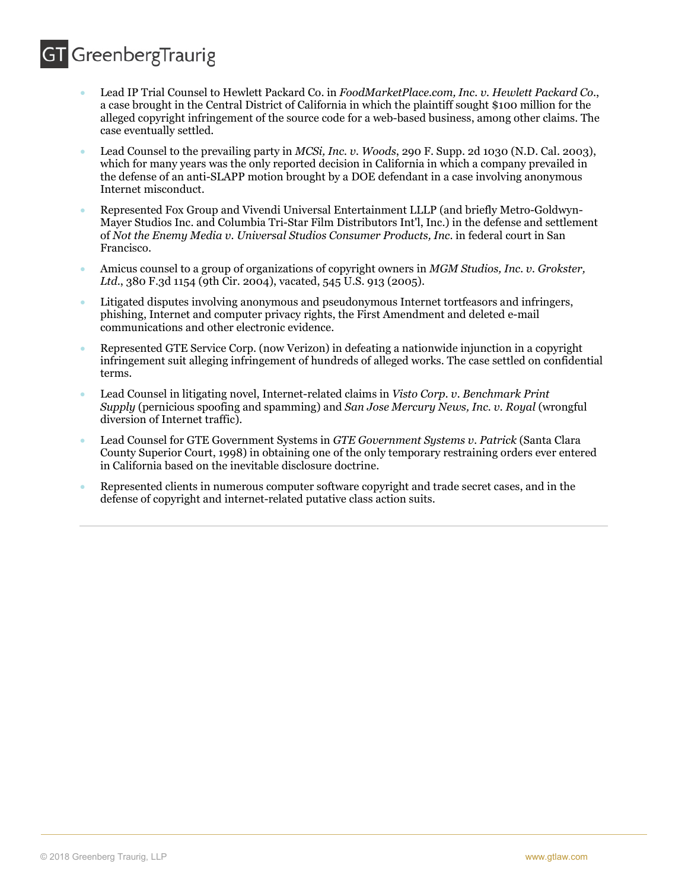- Lead IP Trial Counsel to Hewlett Packard Co. in *FoodMarketPlace.com, Inc. v. Hewlett Packard Co.*, a case brought in the Central District of California in which the plaintiff sought $100 million for the alleged copyright infringement of the source code for a web-based business, among other claims. The case eventually settled.
- Lead Counsel to the prevailing party in *MCSi, Inc. v. Woods*, 290 F. Supp. 2d 1030 (N.D. Cal. 2003), which for many years was the only reported decision in California in which a company prevailed in the defense of an anti-SLAPP motion brought by a DOE defendant in a case involving anonymous Internet misconduct.
- Represented Fox Group and Vivendi Universal Entertainment LLLP (and briefly Metro-Goldwyn-Mayer Studios Inc. and Columbia Tri-Star Film Distributors Int'l, Inc.) in the defense and settlement of *Not the Enemy Media v. Universal Studios Consumer Products, Inc.* in federal court in San Francisco.
- Amicus counsel to a group of organizations of copyright owners in *MGM Studios, Inc. v. Grokster, Ltd.*, 380 F.3d 1154 (9th Cir. 2004), vacated, 545 U.S. 913 (2005).
- Litigated disputes involving anonymous and pseudonymous Internet tortfeasors and infringers, phishing, Internet and computer privacy rights, the First Amendment and deleted e-mail communications and other electronic evidence.
- Represented GTE Service Corp. (now Verizon) in defeating a nationwide injunction in a copyright infringement suit alleging infringement of hundreds of alleged works. The case settled on confidential terms.
- Lead Counsel in litigating novel, Internet-related claims in *Visto Corp. v. Benchmark Print Supply* (pernicious spoofing and spamming) and *San Jose Mercury News, Inc. v. Royal* (wrongful diversion of Internet traffic).
- Lead Counsel for GTE Government Systems in *GTE Government Systems v. Patrick* (Santa Clara County Superior Court, 1998) in obtaining one of the only temporary restraining orders ever entered in California based on the inevitable disclosure doctrine.
- Represented clients in numerous computer software copyright and trade secret cases, and in the defense of copyright and internet-related putative class action suits.